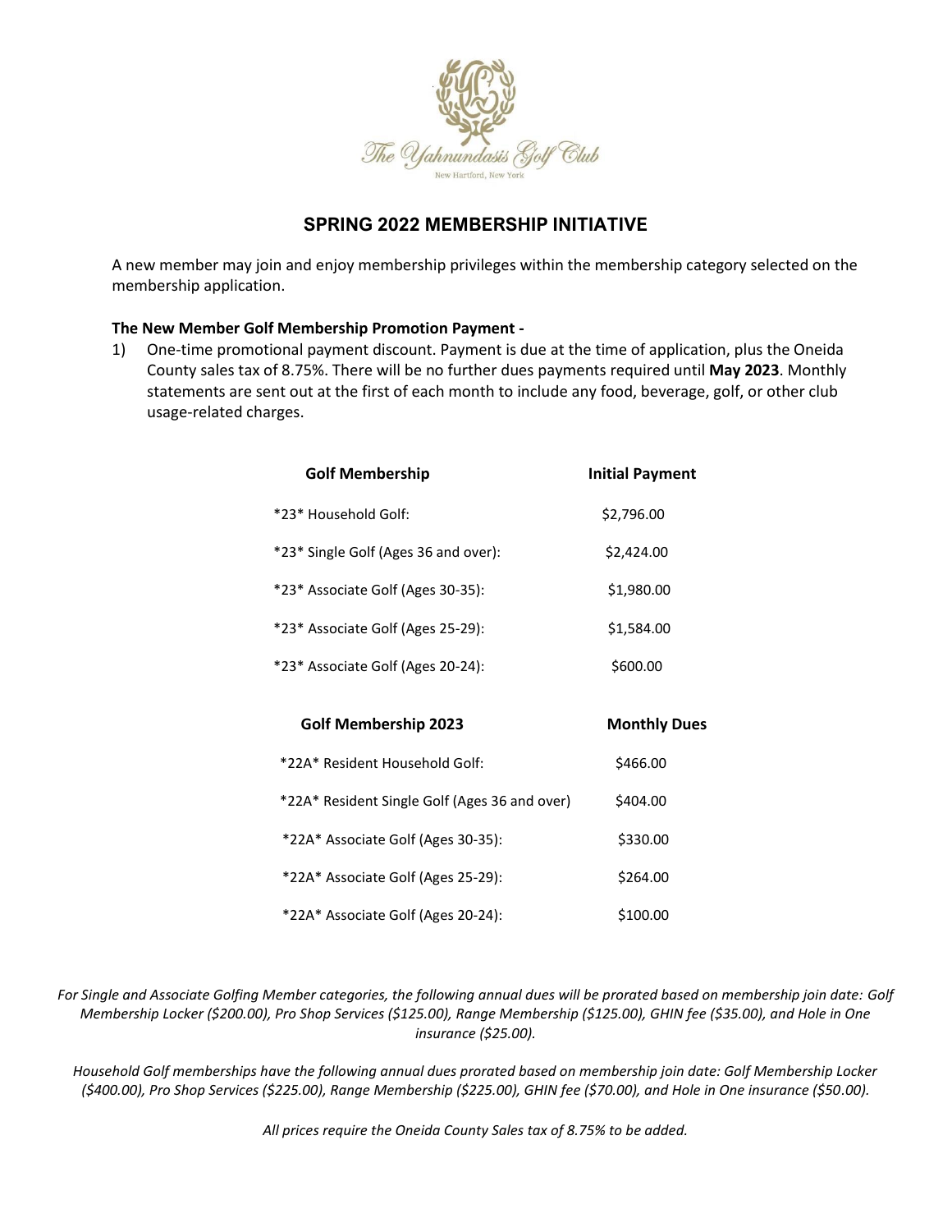The Yahnundasis Golf Club
New Hartford, New York

# SPRING 2022 MEMBERSHIP INITIATIVE

A new member may join and enjoy membership privileges within the membership category selected on the membership application.

**The New Member Golf Membership Promotion Payment -**

1) One-time promotional payment discount. Payment is due at the time of application, plus the Oneida County sales tax of 8.75%. There will be no further dues payments required until **May 2023**. Monthly statements are sent out at the first of each month to include any food, beverage, golf, or other club usage-related charges.

| Golf Membership | Initial Payment |
|---|---|
| *23* Household Golf: | $2,796.00 |
| *23* Single Golf (Ages 36 and over): | $2,424.00 |
| *23* Associate Golf (Ages 30-35): | $1,980.00 |
| *23* Associate Golf (Ages 25-29): | $1,584.00 |
| *23* Associate Golf (Ages 20-24): | $600.00 |

| Golf Membership 2023 | Monthly Dues |
|---|---|
| *22A* Resident Household Golf: | $466.00 |
| *22A* Resident Single Golf (Ages 36 and over) | $404.00 |
| *22A* Associate Golf (Ages 30-35): | $330.00 |
| *22A* Associate Golf (Ages 25-29): | $264.00 |
| *22A* Associate Golf (Ages 20-24): | $100.00 |

*For Single and Associate Golfing Member categories, the following annual dues will be prorated based on membership join date: Golf Membership Locker ($200.00), Pro Shop Services ($125.00), Range Membership ($125.00), GHIN fee ($35.00), and Hole in One insurance ($25.00).*

*Household Golf memberships have the following annual dues prorated based on membership join date: Golf Membership Locker ($400.00), Pro Shop Services ($225.00), Range Membership ($225.00), GHIN fee ($70.00), and Hole in One insurance ($50.00).*

*All prices require the Oneida County Sales tax of 8.75% to be added.*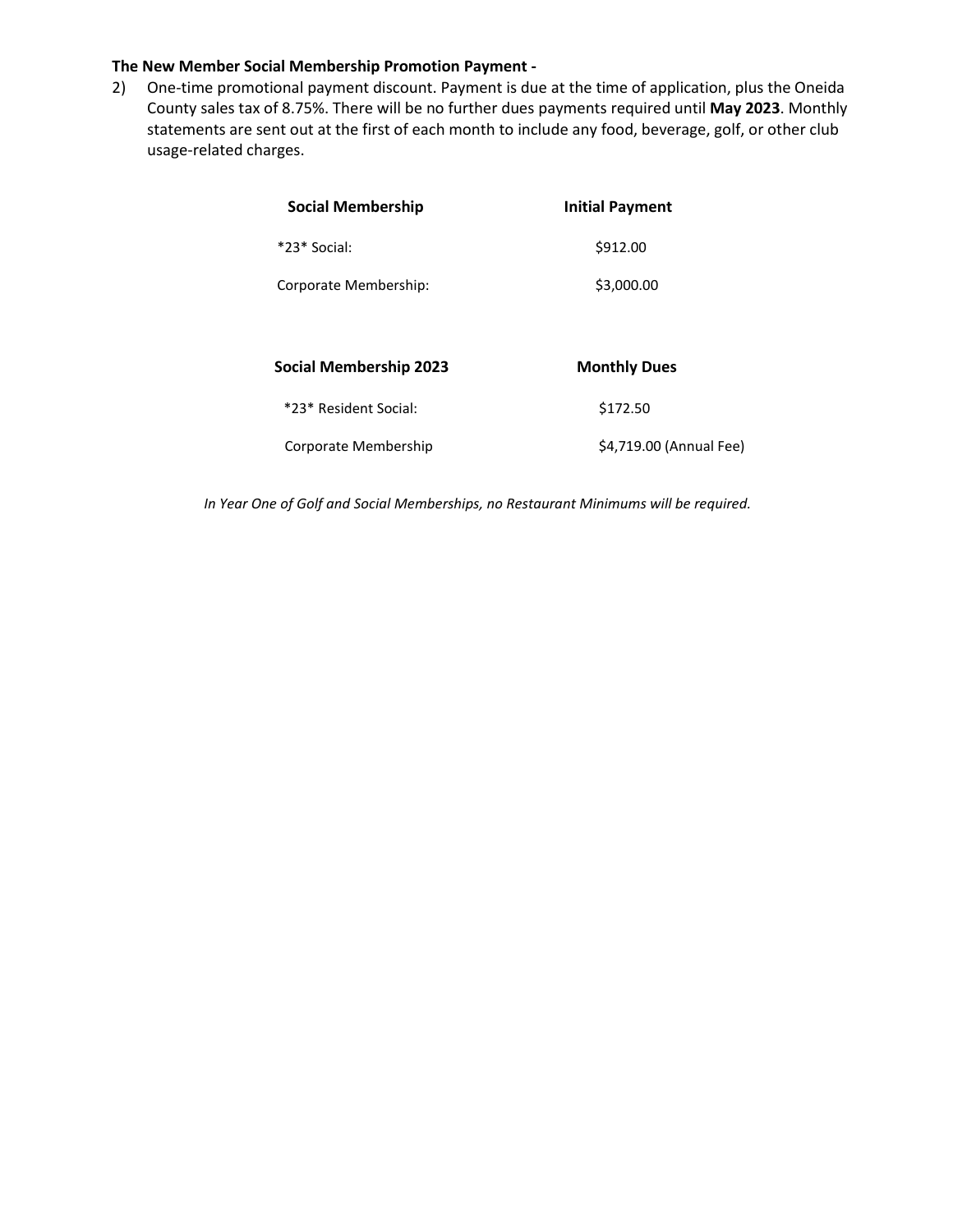**The New Member Social Membership Promotion Payment -**

2) One-time promotional payment discount. Payment is due at the time of application, plus the Oneida County sales tax of 8.75%. There will be no further dues payments required until **May 2023**. Monthly statements are sent out at the first of each month to include any food, beverage, golf, or other club usage-related charges.

| Social Membership | Initial Payment |
| --- | --- |
| *23* Social: | $912.00 |
| Corporate Membership: | $3,000.00 |

| Social Membership 2023 | Monthly Dues |
| --- | --- |
| *23* Resident Social: | $172.50 |
| Corporate Membership | $4,719.00 (Annual Fee) |

*In Year One of Golf and Social Memberships, no Restaurant Minimums will be required.*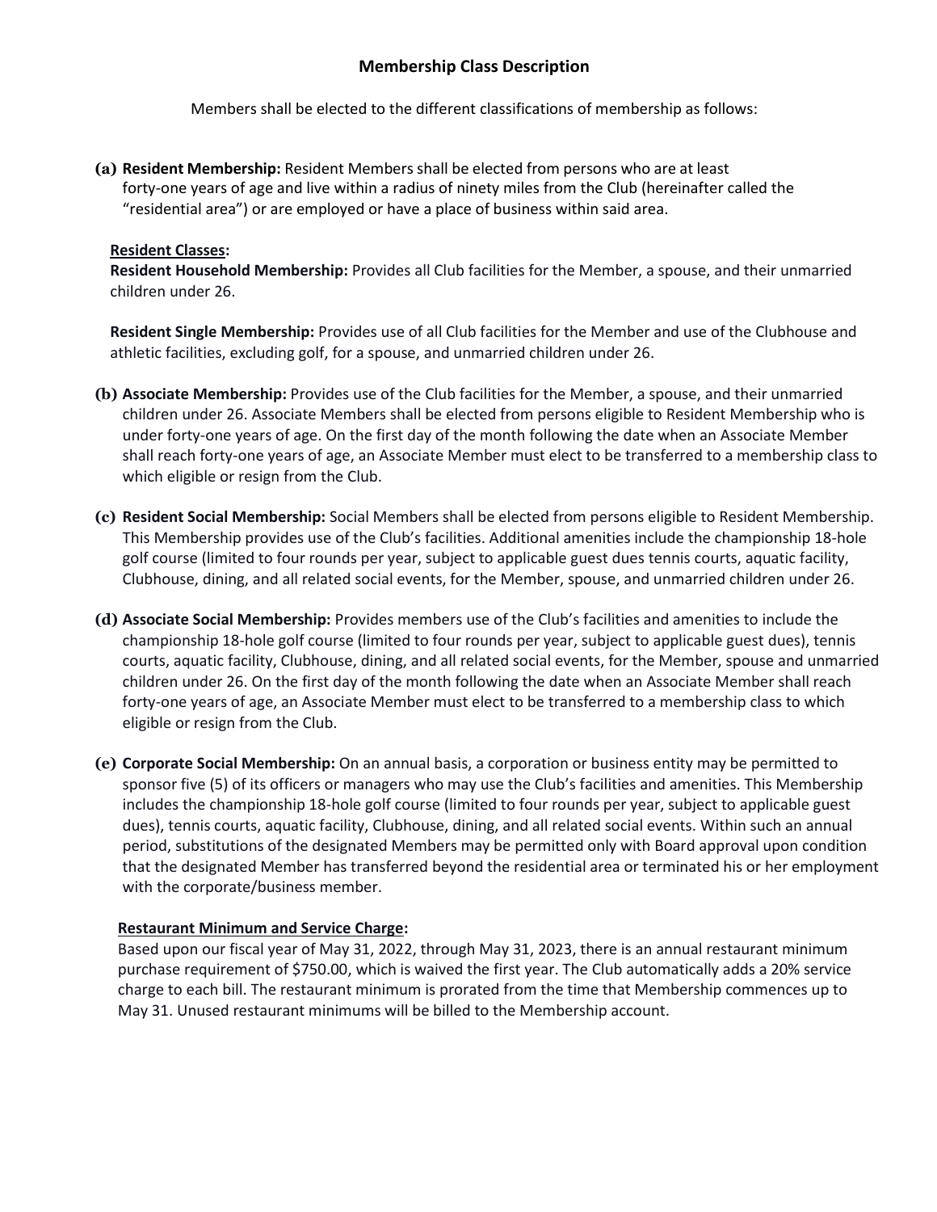## Membership Class Description

Members shall be elected to the different classifications of membership as follows:

**(a) Resident Membership:** Resident Members shall be elected from persons who are at least forty-one years of age and live within a radius of ninety miles from the Club (hereinafter called the "residential area") or are employed or have a place of business within said area.

**Resident Classes:**

**Resident Household Membership:** Provides all Club facilities for the Member, a spouse, and their unmarried children under 26.

**Resident Single Membership:** Provides use of all Club facilities for the Member and use of the Clubhouse and athletic facilities, excluding golf, for a spouse, and unmarried children under 26.

**(b) Associate Membership:** Provides use of the Club facilities for the Member, a spouse, and their unmarried children under 26. Associate Members shall be elected from persons eligible to Resident Membership who is under forty-one years of age. On the first day of the month following the date when an Associate Member shall reach forty-one years of age, an Associate Member must elect to be transferred to a membership class to which eligible or resign from the Club.

**(c) Resident Social Membership:** Social Members shall be elected from persons eligible to Resident Membership. This Membership provides use of the Club's facilities. Additional amenities include the championship 18-hole golf course (limited to four rounds per year, subject to applicable guest dues tennis courts, aquatic facility, Clubhouse, dining, and all related social events, for the Member, spouse, and unmarried children under 26.

**(d) Associate Social Membership:** Provides members use of the Club's facilities and amenities to include the championship 18-hole golf course (limited to four rounds per year, subject to applicable guest dues), tennis courts, aquatic facility, Clubhouse, dining, and all related social events, for the Member, spouse and unmarried children under 26. On the first day of the month following the date when an Associate Member shall reach forty-one years of age, an Associate Member must elect to be transferred to a membership class to which eligible or resign from the Club.

**(e) Corporate Social Membership:** On an annual basis, a corporation or business entity may be permitted to sponsor five (5) of its officers or managers who may use the Club's facilities and amenities. This Membership includes the championship 18-hole golf course (limited to four rounds per year, subject to applicable guest dues), tennis courts, aquatic facility, Clubhouse, dining, and all related social events. Within such an annual period, substitutions of the designated Members may be permitted only with Board approval upon condition that the designated Member has transferred beyond the residential area or terminated his or her employment with the corporate/business member.

**Restaurant Minimum and Service Charge:**

Based upon our fiscal year of May 31, 2022, through May 31, 2023, there is an annual restaurant minimum purchase requirement of $750.00, which is waived the first year. The Club automatically adds a 20% service charge to each bill. The restaurant minimum is prorated from the time that Membership commences up to May 31. Unused restaurant minimums will be billed to the Membership account.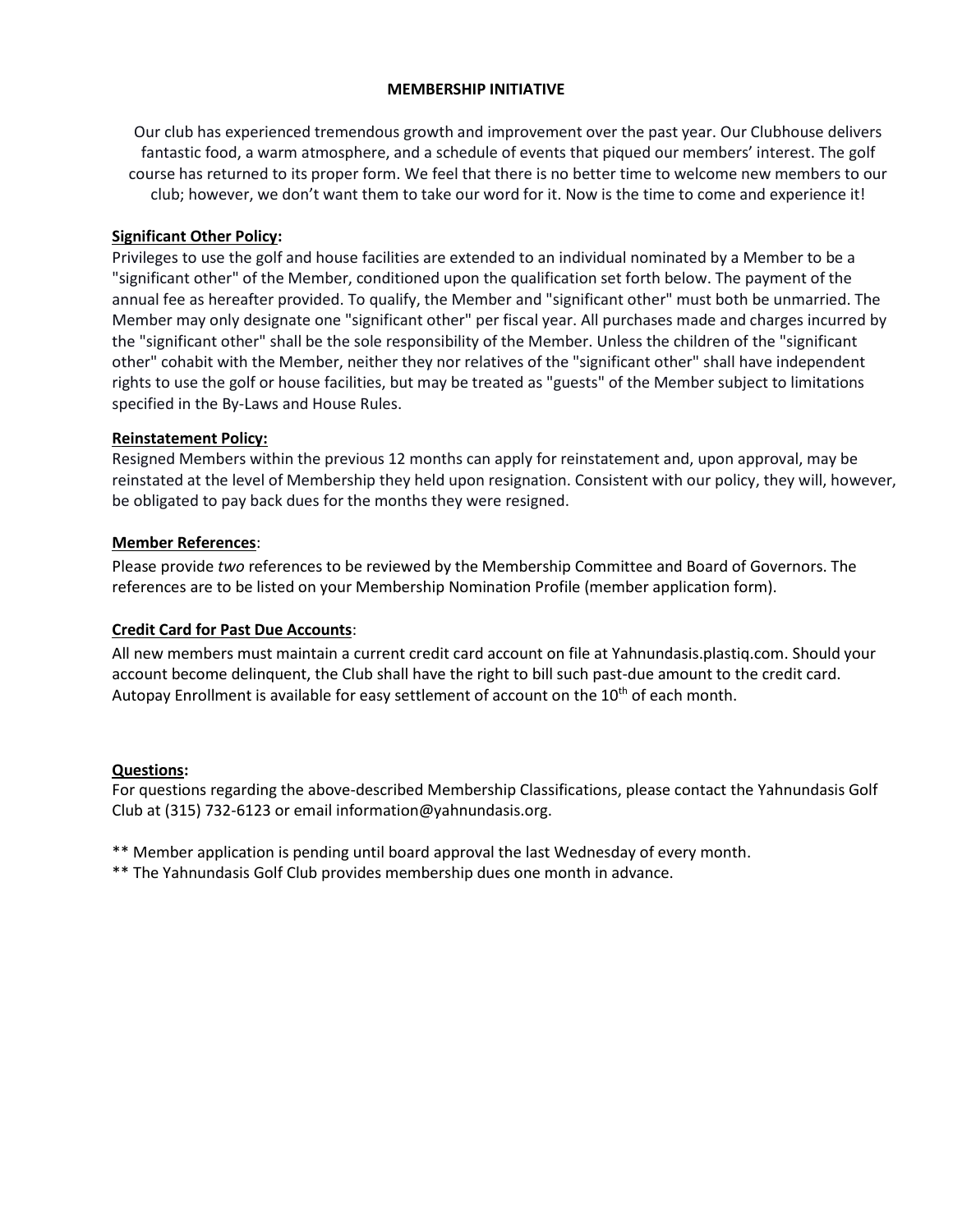# MEMBERSHIP INITIATIVE

Our club has experienced tremendous growth and improvement over the past year. Our Clubhouse delivers fantastic food, a warm atmosphere, and a schedule of events that piqued our members' interest. The golf course has returned to its proper form. We feel that there is no better time to welcome new members to our club; however, we don't want them to take our word for it. Now is the time to come and experience it!

**Significant Other Policy:**

Privileges to use the golf and house facilities are extended to an individual nominated by a Member to be a "significant other" of the Member, conditioned upon the qualification set forth below. The payment of the annual fee as hereafter provided. To qualify, the Member and "significant other" must both be unmarried. The Member may only designate one "significant other" per fiscal year. All purchases made and charges incurred by the "significant other" shall be the sole responsibility of the Member. Unless the children of the "significant other" cohabit with the Member, neither they nor relatives of the "significant other" shall have independent rights to use the golf or house facilities, but may be treated as "guests" of the Member subject to limitations specified in the By-Laws and House Rules.

**Reinstatement Policy:**

Resigned Members within the previous 12 months can apply for reinstatement and, upon approval, may be reinstated at the level of Membership they held upon resignation. Consistent with our policy, they will, however, be obligated to pay back dues for the months they were resigned.

**Member References**:

Please provide *two* references to be reviewed by the Membership Committee and Board of Governors. The references are to be listed on your Membership Nomination Profile (member application form).

**Credit Card for Past Due Accounts**:

All new members must maintain a current credit card account on file at Yahnundasis.plastiq.com. Should your account become delinquent, the Club shall have the right to bill such past-due amount to the credit card. Autopay Enrollment is available for easy settlement of account on the 10th of each month.

**Questions:**

For questions regarding the above-described Membership Classifications, please contact the Yahnundasis Golf Club at (315) 732-6123 or email information@yahnundasis.org.

** Member application is pending until board approval the last Wednesday of every month.

** The Yahnundasis Golf Club provides membership dues one month in advance.